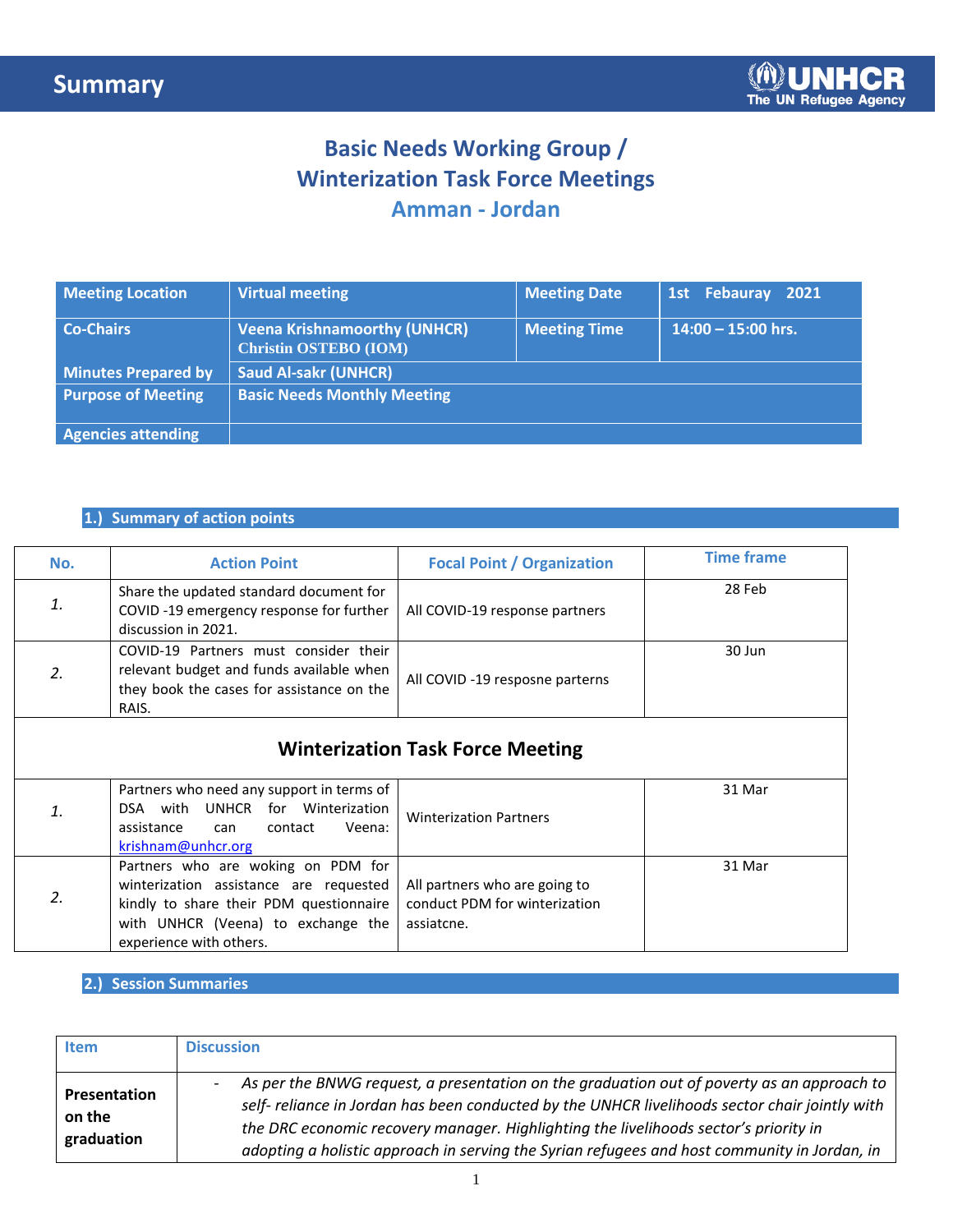# Summary

## Basic Needs Working Group / Winterization Task Force Meetings
### Amman - Jordan

| Meeting Location | Virtual meeting | Meeting Date | 1st Febauray 2021 |
|---|---|---|---|
| Co-Chairs | Veena Krishnamoorthy (UNHCR) Christin OSTEBO (IOM) | Meeting Time | 14:00 – 15:00 hrs. |
| Minutes Prepared by | Saud Al-sakr (UNHCR) | | |
| Purpose of Meeting | Basic Needs Monthly Meeting | | |
| Agencies attending | | | |

### 1.) Summary of action points

| No. | Action Point | Focal Point / Organization | Time frame |
|---|---|---|---|
| *1.* | Share the updated standard document for COVID -19 emergency response for further discussion in 2021. | All COVID-19 response partners | 28 Feb |
| *2.* | COVID-19 Partners must consider their relevant budget and funds available when they book the cases for assistance on the RAIS. | All COVID -19 resposne parterns | 30 Jun |
| **Winterization Task Force Meeting** | | | |
| *1.* | Partners who need any support in terms of DSA with UNHCR for Winterization assistance can contact Veena: krishnam@unhcr.org | Winterization Partners | 31 Mar |
| *2.* | Partners who are woking on PDM for winterization assistance are requested kindly to share their PDM questionnaire with UNHCR (Veena) to exchange the experience with others. | All partners who are going to conduct PDM for winterization assiatcne. | 31 Mar |

### 2.) Session Summaries

| Item | Discussion |
|---|---|
| **Presentation on the graduation** | - *As per the BNWG request, a presentation on the graduation out of poverty as an approach to self- reliance in Jordan has been conducted by the UNHCR livelihoods sector chair jointly with the DRC economic recovery manager. Highlighting the livelihoods sector's priority in adopting a holistic approach in serving the Syrian refugees and host community in Jordan, in* |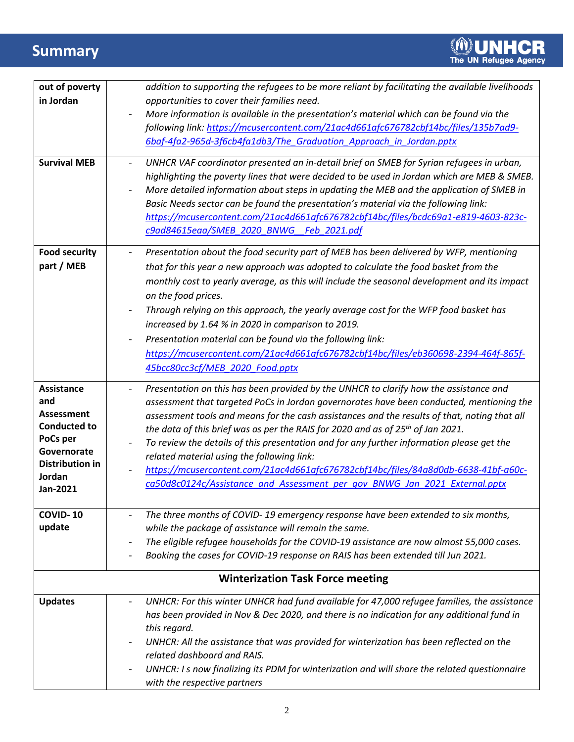## Summary

| | |
|---|---|
| **out of poverty in Jordan** | *addition to supporting the refugees to be more reliant by facilitating the available livelihoods opportunities to cover their families need.*<br>- *More information is available in the presentation's material which can be found via the following link: https://mcusercontent.com/21ac4d661afc676782cbf14bc/files/135b7ad9-6baf-4fa2-965d-3f6cb4fa1db3/The_Graduation_Approach_in_Jordan.pptx* |
| **Survival MEB** | - *UNHCR VAF coordinator presented an in-detail brief on SMEB for Syrian refugees in urban, highlighting the poverty lines that were decided to be used in Jordan which are MEB & SMEB.*<br>- *More detailed information about steps in updating the MEB and the application of SMEB in Basic Needs sector can be found the presentation's material via the following link: https://mcusercontent.com/21ac4d661afc676782cbf14bc/files/bcdc69a1-e819-4603-823c-c9ad84615eaa/SMEB_2020_BNWG__Feb_2021.pdf* |
| **Food security part / MEB** | - *Presentation about the food security part of MEB has been delivered by WFP, mentioning that for this year a new approach was adopted to calculate the food basket from the monthly cost to yearly average, as this will include the seasonal development and its impact on the food prices.*<br>- *Through relying on this approach, the yearly average cost for the WFP food basket has increased by 1.64 % in 2020 in comparison to 2019.*<br>- *Presentation material can be found via the following link: https://mcusercontent.com/21ac4d661afc676782cbf14bc/files/eb360698-2394-464f-865f-45bcc80cc3cf/MEB_2020_Food.pptx* |
| **Assistance and Assessment Conducted to PoCs per Governorate Distribution in Jordan Jan-2021** | - *Presentation on this has been provided by the UNHCR to clarify how the assistance and assessment that targeted PoCs in Jordan governorates have been conducted, mentioning the assessment tools and means for the cash assistances and the results of that, noting that all the data of this brief was as per the RAIS for 2020 and as of 25th of Jan 2021.*<br>- *To review the details of this presentation and for any further information please get the related material using the following link:*<br>- *https://mcusercontent.com/21ac4d661afc676782cbf14bc/files/84a8d0db-6638-41bf-a60c-ca50d8c0124c/Assistance_and_Assessment_per_gov_BNWG_Jan_2021_External.pptx* |
| **COVID- 10 update** | - *The three months of COVID- 19 emergency response have been extended to six months, while the package of assistance will remain the same.*<br>- *The eligible refugee households for the COVID-19 assistance are now almost 55,000 cases.*<br>- *Booking the cases for COVID-19 response on RAIS has been extended till Jun 2021.* |
| **Winterization Task Force meeting** | |
| **Updates** | - *UNHCR: For this winter UNHCR had fund available for 47,000 refugee families, the assistance has been provided in Nov & Dec 2020, and there is no indication for any additional fund in this regard.*<br>- *UNHCR: All the assistance that was provided for winterization has been reflected on the related dashboard and RAIS.*<br>- *UNHCR: I s now finalizing its PDM for winterization and will share the related questionnaire with the respective partners* |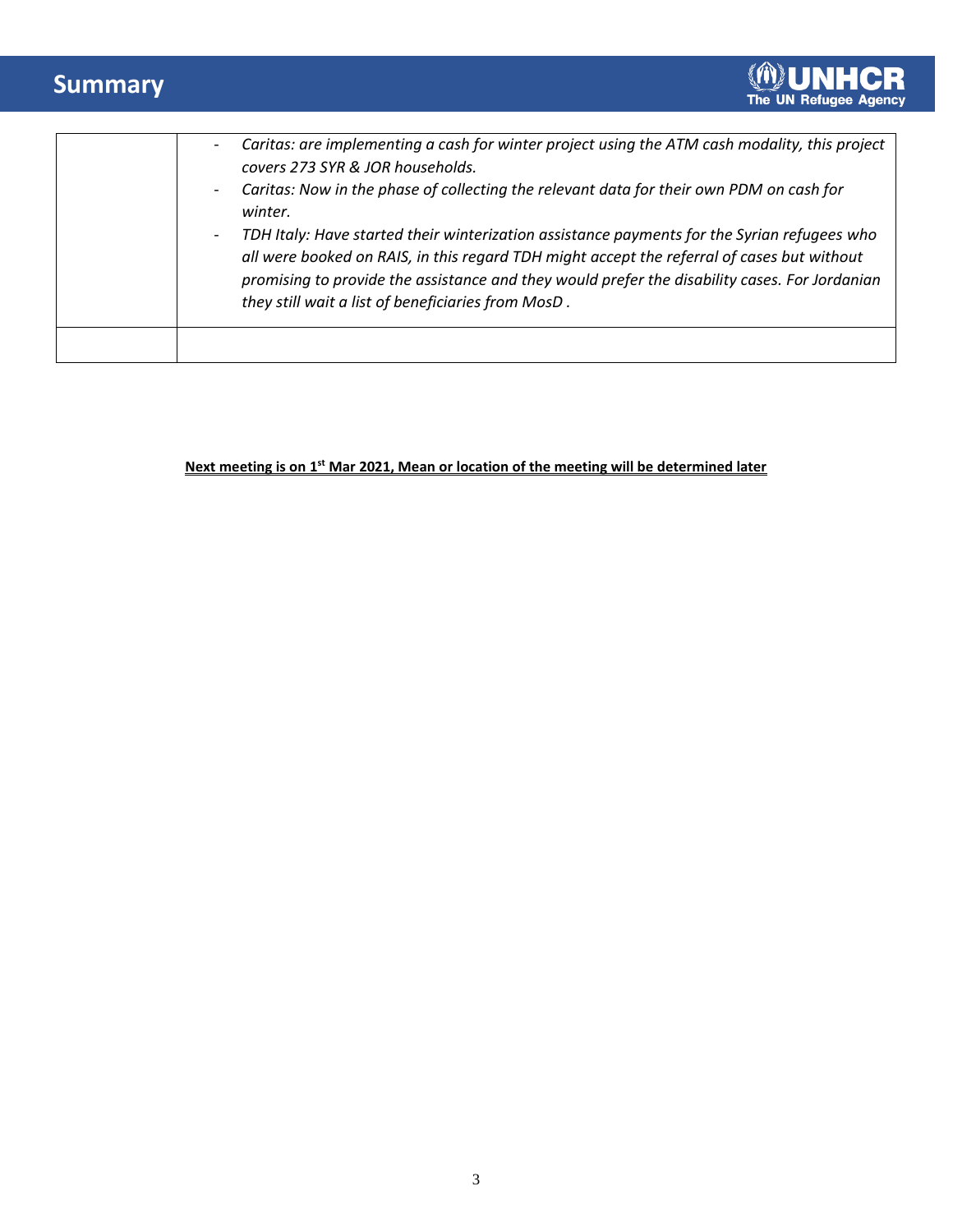# Summary

| | |
|---|---|
| | - *Caritas: are implementing a cash for winter project using the ATM cash modality, this project covers 273 SYR & JOR households.*<br>- *Caritas: Now in the phase of collecting the relevant data for their own PDM on cash for winter.*<br>- *TDH Italy: Have started their winterization assistance payments for the Syrian refugees who all were booked on RAIS, in this regard TDH might accept the referral of cases but without promising to provide the assistance and they would prefer the disability cases. For Jordanian they still wait a list of beneficiaries from MosD .* |
| | |

**Next meeting is on 1st Mar 2021, Mean or location of the meeting will be determined later**